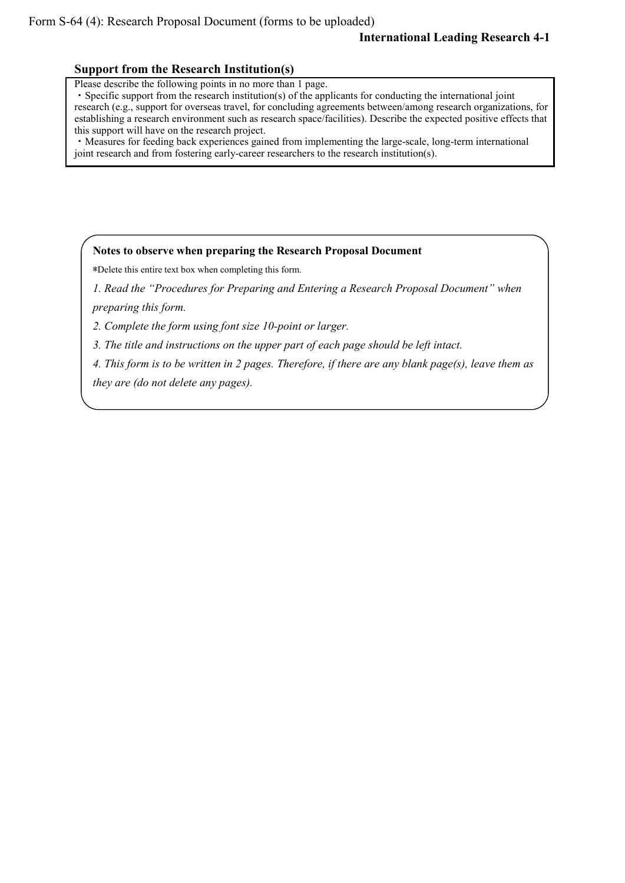Form S-64 (4): Research Proposal Document (forms to be uploaded)

**International Leading Research 4-1**

## Support from the Research Institution(s)

Please describe the following points in no more than 1 page.

・Specific support from the research institution(s) of the applicants for conducting the international joint research (e.g., support for overseas travel, for concluding agreements between/among research organizations, for establishing a research environment such as research space/facilities). Describe the expected positive effects that this support will have on the research project.

・Measures for feeding back experiences gained from implementing the large-scale, long-term international joint research and from fostering early-career researchers to the research institution(s).

**Notes to observe when preparing the Research Proposal Document**

*Delete this entire text box when completing this form.

*1. Read the "Procedures for Preparing and Entering a Research Proposal Document" when preparing this form.*

*2. Complete the form using font size 10-point or larger.*

*3. The title and instructions on the upper part of each page should be left intact.*

*4. This form is to be written in 2 pages. Therefore, if there are any blank page(s), leave them as they are (do not delete any pages).*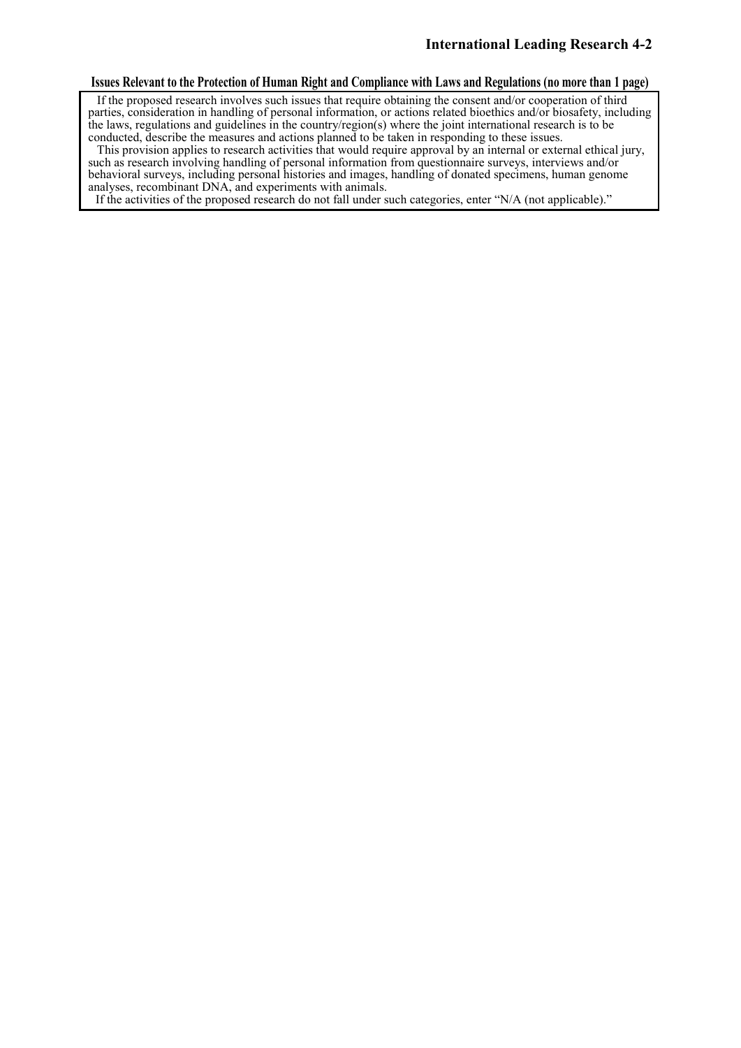# International Leading Research 4-2

## Issues Relevant to the Protection of Human Right and Compliance with Laws and Regulations (no more than 1 page)

If the proposed research involves such issues that require obtaining the consent and/or cooperation of third parties, consideration in handling of personal information, or actions related bioethics and/or biosafety, including the laws, regulations and guidelines in the country/region(s) where the joint international research is to be conducted, describe the measures and actions planned to be taken in responding to these issues.

This provision applies to research activities that would require approval by an internal or external ethical jury, such as research involving handling of personal information from questionnaire surveys, interviews and/or behavioral surveys, including personal histories and images, handling of donated specimens, human genome analyses, recombinant DNA, and experiments with animals.

If the activities of the proposed research do not fall under such categories, enter "N/A (not applicable)."